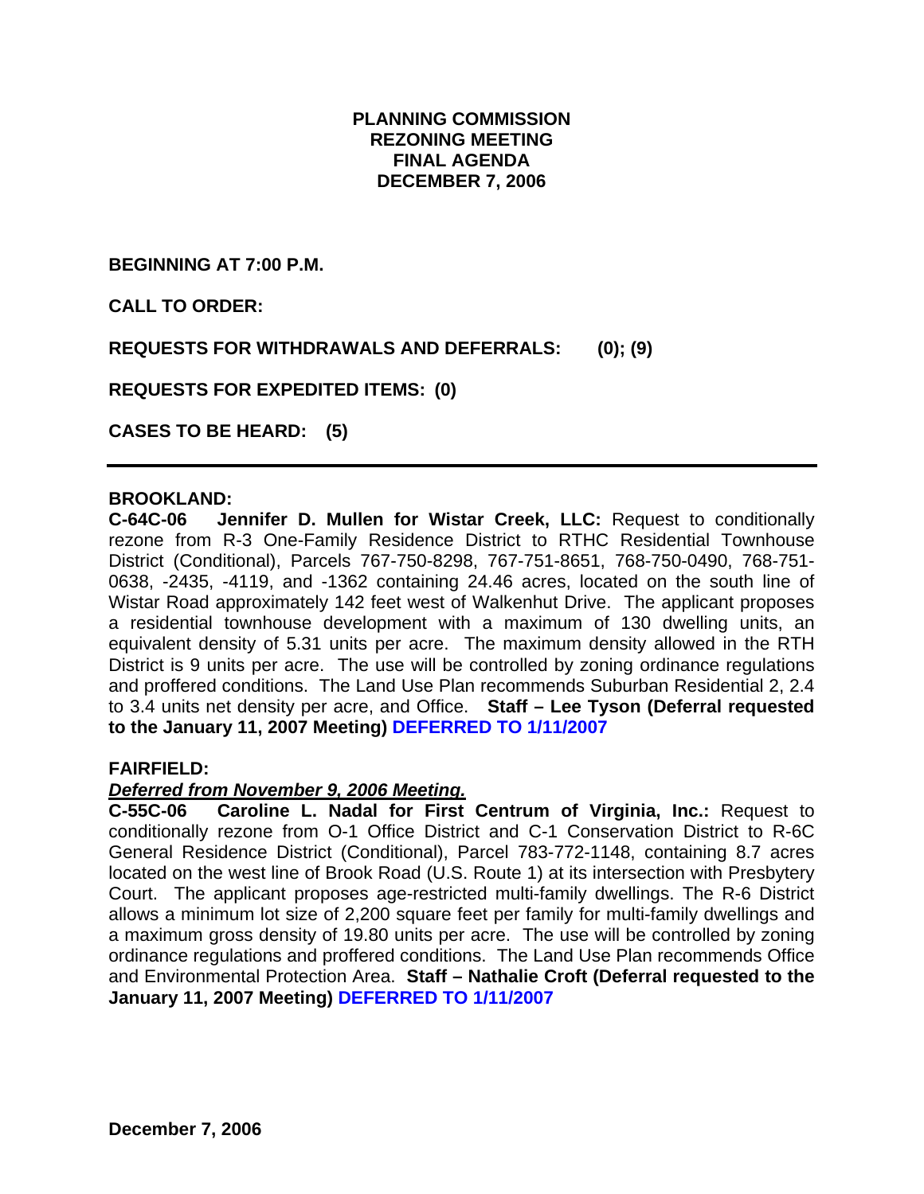# PLANNING COMMISSION
# REZONING MEETING
# FINAL AGENDA
# DECEMBER 7, 2006

**BEGINNING AT 7:00 P.M.**

**CALL TO ORDER:**

**REQUESTS FOR WITHDRAWALS AND DEFERRALS: (0); (9)**

**REQUESTS FOR EXPEDITED ITEMS: (0)**

**CASES TO BE HEARD: (5)**

---

**BROOKLAND:**

**C-64C-06 Jennifer D. Mullen for Wistar Creek, LLC:** Request to conditionally rezone from R-3 One-Family Residence District to RTHC Residential Townhouse District (Conditional), Parcels 767-750-8298, 767-751-8651, 768-750-0490, 768-751-0638, -2435, -4119, and -1362 containing 24.46 acres, located on the south line of Wistar Road approximately 142 feet west of Walkenhut Drive. The applicant proposes a residential townhouse development with a maximum of 130 dwelling units, an equivalent density of 5.31 units per acre. The maximum density allowed in the RTH District is 9 units per acre. The use will be controlled by zoning ordinance regulations and proffered conditions. The Land Use Plan recommends Suburban Residential 2, 2.4 to 3.4 units net density per acre, and Office. **Staff – Lee Tyson (Deferral requested to the January 11, 2007 Meeting) DEFERRED TO 1/11/2007**

**FAIRFIELD:**

***Deferred from November 9, 2006 Meeting.***

**C-55C-06 Caroline L. Nadal for First Centrum of Virginia, Inc.:** Request to conditionally rezone from O-1 Office District and C-1 Conservation District to R-6C General Residence District (Conditional), Parcel 783-772-1148, containing 8.7 acres located on the west line of Brook Road (U.S. Route 1) at its intersection with Presbytery Court. The applicant proposes age-restricted multi-family dwellings. The R-6 District allows a minimum lot size of 2,200 square feet per family for multi-family dwellings and a maximum gross density of 19.80 units per acre. The use will be controlled by zoning ordinance regulations and proffered conditions. The Land Use Plan recommends Office and Environmental Protection Area. **Staff – Nathalie Croft (Deferral requested to the January 11, 2007 Meeting) DEFERRED TO 1/11/2007**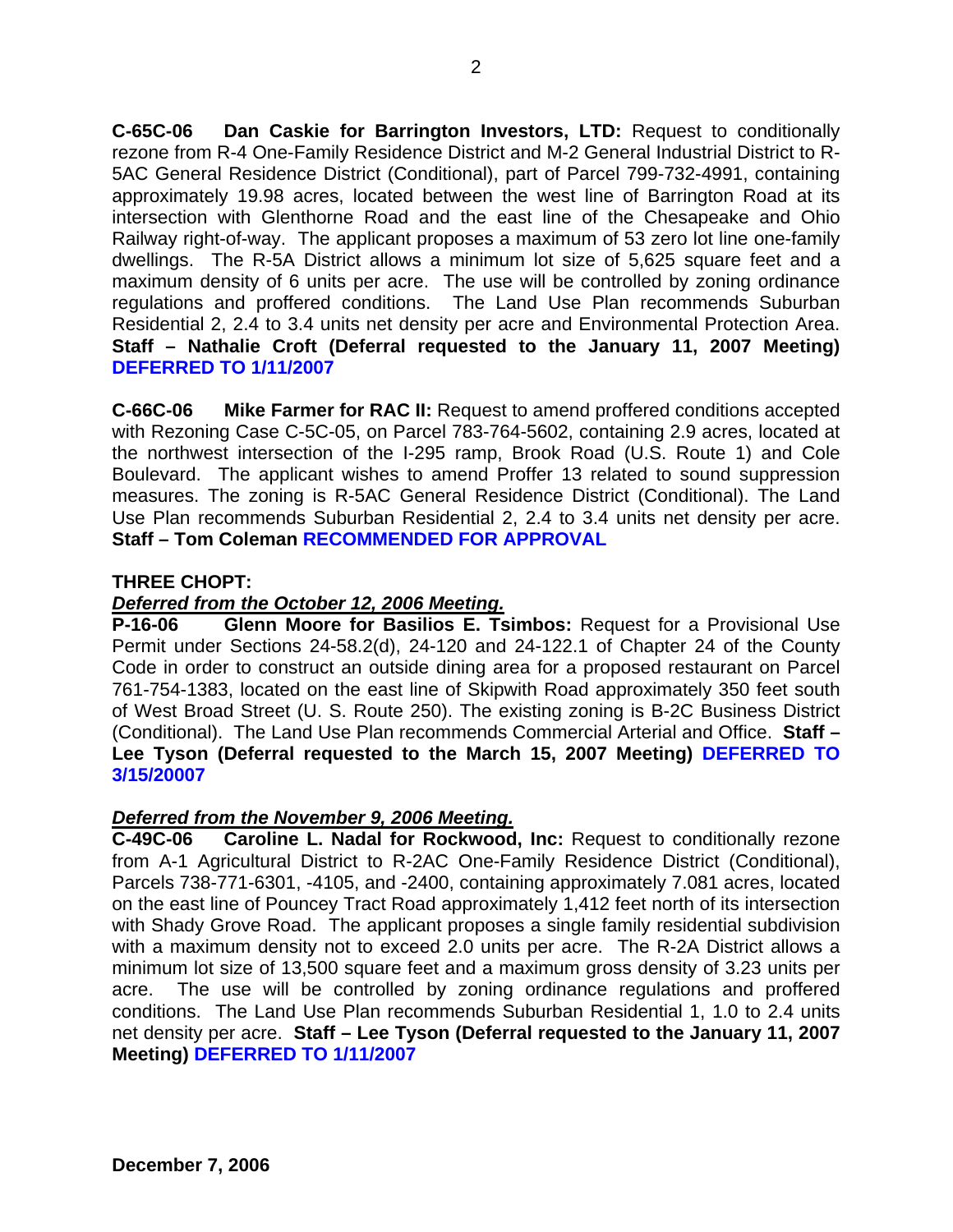**C-65C-06 Dan Caskie for Barrington Investors, LTD:** Request to conditionally rezone from R-4 One-Family Residence District and M-2 General Industrial District to R-5AC General Residence District (Conditional), part of Parcel 799-732-4991, containing approximately 19.98 acres, located between the west line of Barrington Road at its intersection with Glenthorne Road and the east line of the Chesapeake and Ohio Railway right-of-way. The applicant proposes a maximum of 53 zero lot line one-family dwellings. The R-5A District allows a minimum lot size of 5,625 square feet and a maximum density of 6 units per acre. The use will be controlled by zoning ordinance regulations and proffered conditions. The Land Use Plan recommends Suburban Residential 2, 2.4 to 3.4 units net density per acre and Environmental Protection Area. **Staff – Nathalie Croft (Deferral requested to the January 11, 2007 Meeting) DEFERRED TO 1/11/2007**

**C-66C-06 Mike Farmer for RAC II:** Request to amend proffered conditions accepted with Rezoning Case C-5C-05, on Parcel 783-764-5602, containing 2.9 acres, located at the northwest intersection of the I-295 ramp, Brook Road (U.S. Route 1) and Cole Boulevard. The applicant wishes to amend Proffer 13 related to sound suppression measures. The zoning is R-5AC General Residence District (Conditional). The Land Use Plan recommends Suburban Residential 2, 2.4 to 3.4 units net density per acre. **Staff – Tom Coleman RECOMMENDED FOR APPROVAL**

**THREE CHOPT:**

***Deferred from the October 12, 2006 Meeting.***

**P-16-06 Glenn Moore for Basilios E. Tsimbos:** Request for a Provisional Use Permit under Sections 24-58.2(d), 24-120 and 24-122.1 of Chapter 24 of the County Code in order to construct an outside dining area for a proposed restaurant on Parcel 761-754-1383, located on the east line of Skipwith Road approximately 350 feet south of West Broad Street (U. S. Route 250). The existing zoning is B-2C Business District (Conditional). The Land Use Plan recommends Commercial Arterial and Office. **Staff – Lee Tyson (Deferral requested to the March 15, 2007 Meeting) DEFERRED TO 3/15/20007**

***Deferred from the November 9, 2006 Meeting.***

**C-49C-06 Caroline L. Nadal for Rockwood, Inc:** Request to conditionally rezone from A-1 Agricultural District to R-2AC One-Family Residence District (Conditional), Parcels 738-771-6301, -4105, and -2400, containing approximately 7.081 acres, located on the east line of Pouncey Tract Road approximately 1,412 feet north of its intersection with Shady Grove Road. The applicant proposes a single family residential subdivision with a maximum density not to exceed 2.0 units per acre. The R-2A District allows a minimum lot size of 13,500 square feet and a maximum gross density of 3.23 units per acre. The use will be controlled by zoning ordinance regulations and proffered conditions. The Land Use Plan recommends Suburban Residential 1, 1.0 to 2.4 units net density per acre. **Staff – Lee Tyson (Deferral requested to the January 11, 2007 Meeting) DEFERRED TO 1/11/2007**

**December 7, 2006**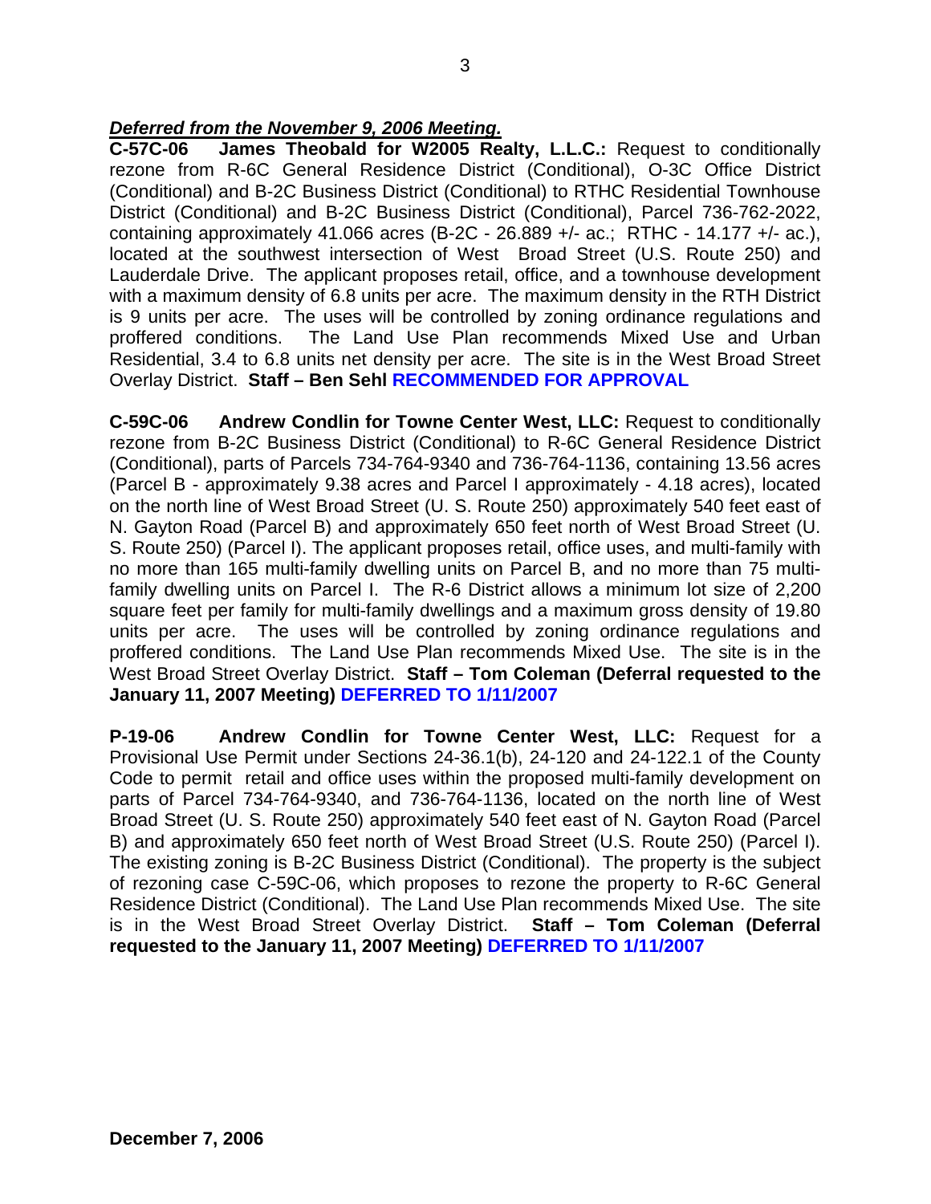***Deferred from the November 9, 2006 Meeting.***

**C-57C-06 James Theobald for W2005 Realty, L.L.C.:** Request to conditionally rezone from R-6C General Residence District (Conditional), O-3C Office District (Conditional) and B-2C Business District (Conditional) to RTHC Residential Townhouse District (Conditional) and B-2C Business District (Conditional), Parcel 736-762-2022, containing approximately 41.066 acres (B-2C - 26.889 +/- ac.; RTHC - 14.177 +/- ac.), located at the southwest intersection of West Broad Street (U.S. Route 250) and Lauderdale Drive. The applicant proposes retail, office, and a townhouse development with a maximum density of 6.8 units per acre. The maximum density in the RTH District is 9 units per acre. The uses will be controlled by zoning ordinance regulations and proffered conditions. The Land Use Plan recommends Mixed Use and Urban Residential, 3.4 to 6.8 units net density per acre. The site is in the West Broad Street Overlay District. **Staff – Ben Sehl RECOMMENDED FOR APPROVAL**

**C-59C-06 Andrew Condlin for Towne Center West, LLC:** Request to conditionally rezone from B-2C Business District (Conditional) to R-6C General Residence District (Conditional), parts of Parcels 734-764-9340 and 736-764-1136, containing 13.56 acres (Parcel B - approximately 9.38 acres and Parcel I approximately - 4.18 acres), located on the north line of West Broad Street (U. S. Route 250) approximately 540 feet east of N. Gayton Road (Parcel B) and approximately 650 feet north of West Broad Street (U. S. Route 250) (Parcel I). The applicant proposes retail, office uses, and multi-family with no more than 165 multi-family dwelling units on Parcel B, and no more than 75 multi-family dwelling units on Parcel I. The R-6 District allows a minimum lot size of 2,200 square feet per family for multi-family dwellings and a maximum gross density of 19.80 units per acre. The uses will be controlled by zoning ordinance regulations and proffered conditions. The Land Use Plan recommends Mixed Use. The site is in the West Broad Street Overlay District. **Staff – Tom Coleman (Deferral requested to the January 11, 2007 Meeting) DEFERRED TO 1/11/2007**

**P-19-06 Andrew Condlin for Towne Center West, LLC:** Request for a Provisional Use Permit under Sections 24-36.1(b), 24-120 and 24-122.1 of the County Code to permit retail and office uses within the proposed multi-family development on parts of Parcel 734-764-9340, and 736-764-1136, located on the north line of West Broad Street (U. S. Route 250) approximately 540 feet east of N. Gayton Road (Parcel B) and approximately 650 feet north of West Broad Street (U.S. Route 250) (Parcel I). The existing zoning is B-2C Business District (Conditional). The property is the subject of rezoning case C-59C-06, which proposes to rezone the property to R-6C General Residence District (Conditional). The Land Use Plan recommends Mixed Use. The site is in the West Broad Street Overlay District. **Staff – Tom Coleman (Deferral requested to the January 11, 2007 Meeting) DEFERRED TO 1/11/2007**

**December 7, 2006**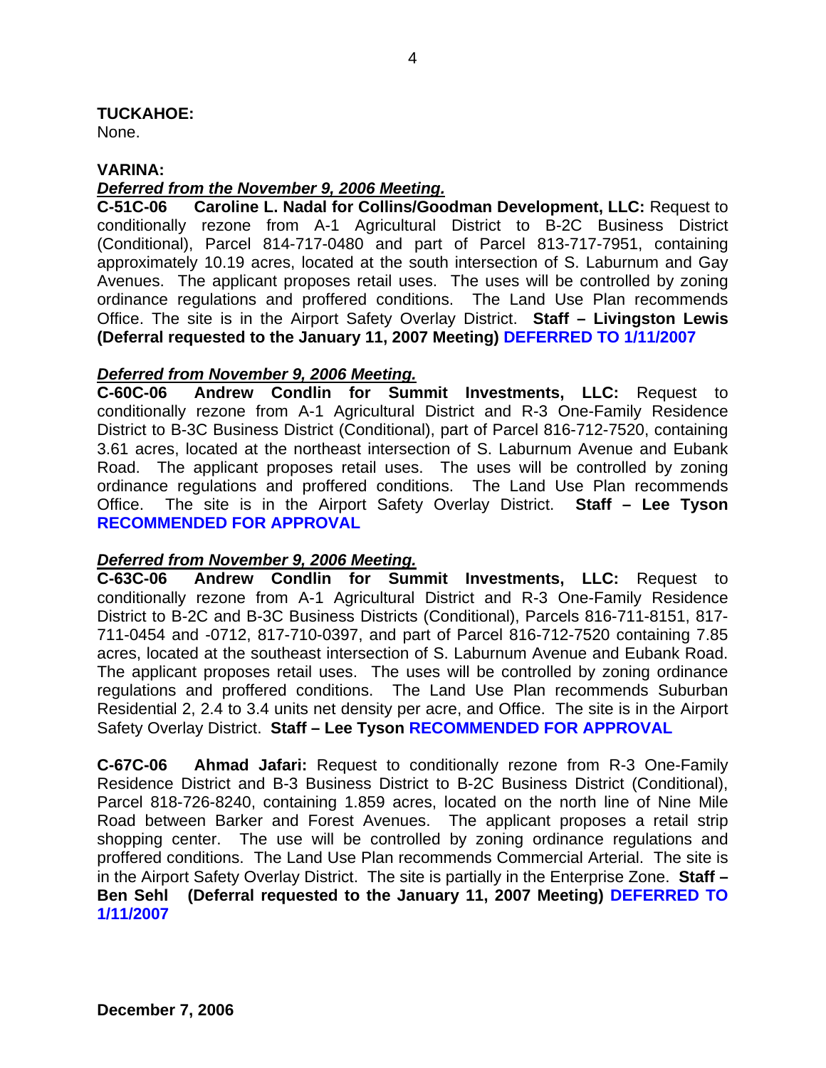**TUCKAHOE:**
None.

**VARINA:**
***Deferred from the November 9, 2006 Meeting.***
**C-51C-06 Caroline L. Nadal for Collins/Goodman Development, LLC:** Request to conditionally rezone from A-1 Agricultural District to B-2C Business District (Conditional), Parcel 814-717-0480 and part of Parcel 813-717-7951, containing approximately 10.19 acres, located at the south intersection of S. Laburnum and Gay Avenues. The applicant proposes retail uses. The uses will be controlled by zoning ordinance regulations and proffered conditions. The Land Use Plan recommends Office. The site is in the Airport Safety Overlay District. **Staff – Livingston Lewis (Deferral requested to the January 11, 2007 Meeting) DEFERRED TO 1/11/2007**

***Deferred from November 9, 2006 Meeting.***
**C-60C-06 Andrew Condlin for Summit Investments, LLC:** Request to conditionally rezone from A-1 Agricultural District and R-3 One-Family Residence District to B-3C Business District (Conditional), part of Parcel 816-712-7520, containing 3.61 acres, located at the northeast intersection of S. Laburnum Avenue and Eubank Road. The applicant proposes retail uses. The uses will be controlled by zoning ordinance regulations and proffered conditions. The Land Use Plan recommends Office. The site is in the Airport Safety Overlay District. **Staff – Lee Tyson RECOMMENDED FOR APPROVAL**

***Deferred from November 9, 2006 Meeting.***
**C-63C-06 Andrew Condlin for Summit Investments, LLC:** Request to conditionally rezone from A-1 Agricultural District and R-3 One-Family Residence District to B-2C and B-3C Business Districts (Conditional), Parcels 816-711-8151, 817-711-0454 and -0712, 817-710-0397, and part of Parcel 816-712-7520 containing 7.85 acres, located at the southeast intersection of S. Laburnum Avenue and Eubank Road. The applicant proposes retail uses. The uses will be controlled by zoning ordinance regulations and proffered conditions. The Land Use Plan recommends Suburban Residential 2, 2.4 to 3.4 units net density per acre, and Office. The site is in the Airport Safety Overlay District. **Staff – Lee Tyson RECOMMENDED FOR APPROVAL**

**C-67C-06 Ahmad Jafari:** Request to conditionally rezone from R-3 One-Family Residence District and B-3 Business District to B-2C Business District (Conditional), Parcel 818-726-8240, containing 1.859 acres, located on the north line of Nine Mile Road between Barker and Forest Avenues. The applicant proposes a retail strip shopping center. The use will be controlled by zoning ordinance regulations and proffered conditions. The Land Use Plan recommends Commercial Arterial. The site is in the Airport Safety Overlay District. The site is partially in the Enterprise Zone. **Staff – Ben Sehl (Deferral requested to the January 11, 2007 Meeting) DEFERRED TO 1/11/2007**

**December 7, 2006**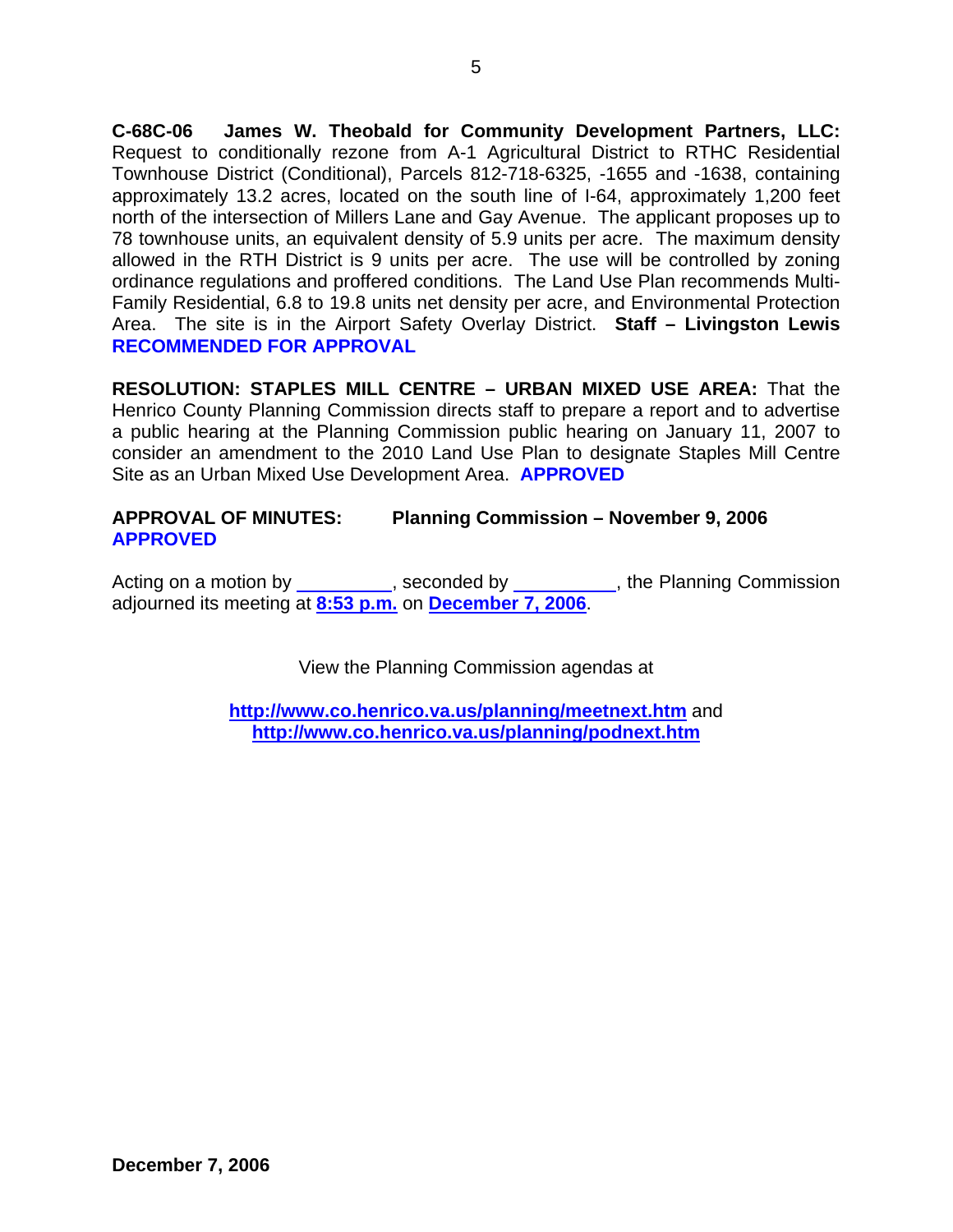**C-68C-06 James W. Theobald for Community Development Partners, LLC:** Request to conditionally rezone from A-1 Agricultural District to RTHC Residential Townhouse District (Conditional), Parcels 812-718-6325, -1655 and -1638, containing approximately 13.2 acres, located on the south line of I-64, approximately 1,200 feet north of the intersection of Millers Lane and Gay Avenue. The applicant proposes up to 78 townhouse units, an equivalent density of 5.9 units per acre. The maximum density allowed in the RTH District is 9 units per acre. The use will be controlled by zoning ordinance regulations and proffered conditions. The Land Use Plan recommends Multi-Family Residential, 6.8 to 19.8 units net density per acre, and Environmental Protection Area. The site is in the Airport Safety Overlay District. **Staff – Livingston Lewis** **RECOMMENDED FOR APPROVAL**

**RESOLUTION: STAPLES MILL CENTRE – URBAN MIXED USE AREA:** That the Henrico County Planning Commission directs staff to prepare a report and to advertise a public hearing at the Planning Commission public hearing on January 11, 2007 to consider an amendment to the 2010 Land Use Plan to designate Staples Mill Centre Site as an Urban Mixed Use Development Area. **APPROVED**

**APPROVAL OF MINUTES: Planning Commission – November 9, 2006**
**APPROVED**

Acting on a motion by __________, seconded by __________, the Planning Commission adjourned its meeting at **8:53 p.m.** on **December 7, 2006**.

View the Planning Commission agendas at

**http://www.co.henrico.va.us/planning/meetnext.htm** and
**http://www.co.henrico.va.us/planning/podnext.htm**